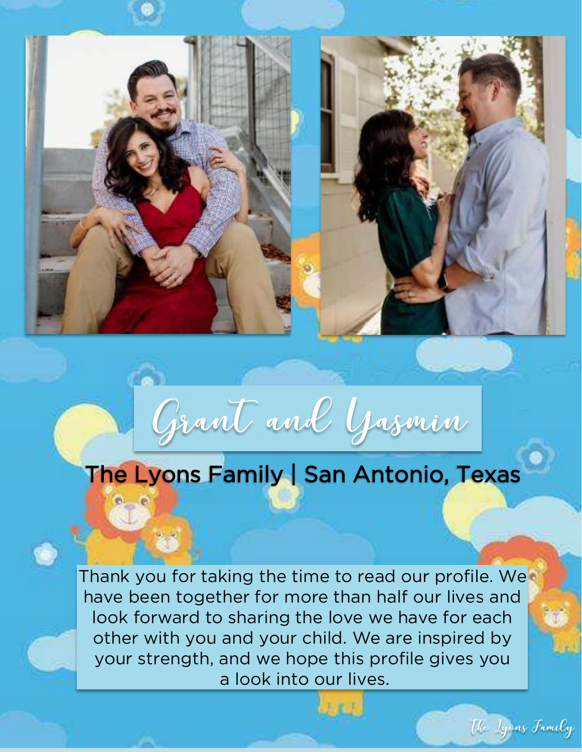# Grant and Yasmin

## The Lyons Family | San Antonio, Texas

Thank you for taking the time to read our profile. We have been together for more than half our lives and look forward to sharing the love we have for each other with you and your child. We are inspired by your strength, and we hope this profile gives you a look into our lives.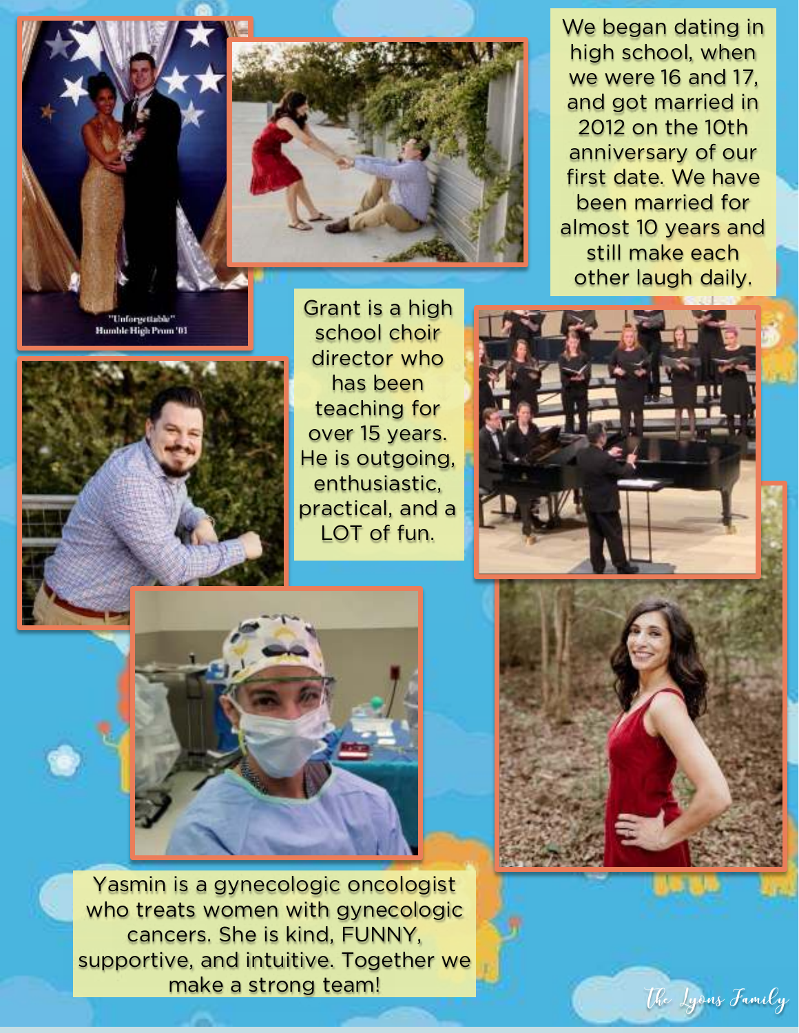We began dating in high school, when we were 16 and 17, and got married in 2012 on the 10th anniversary of our first date. We have been married for almost 10 years and still make each other laugh daily.

"Unforgettable"
Humble High Prom '01

Grant is a high school choir director who has been teaching for over 15 years. He is outgoing, enthusiastic, practical, and a LOT of fun.

Yasmin is a gynecologic oncologist who treats women with gynecologic cancers. She is kind, FUNNY, supportive, and intuitive. Together we make a strong team!

*The Lyons Family*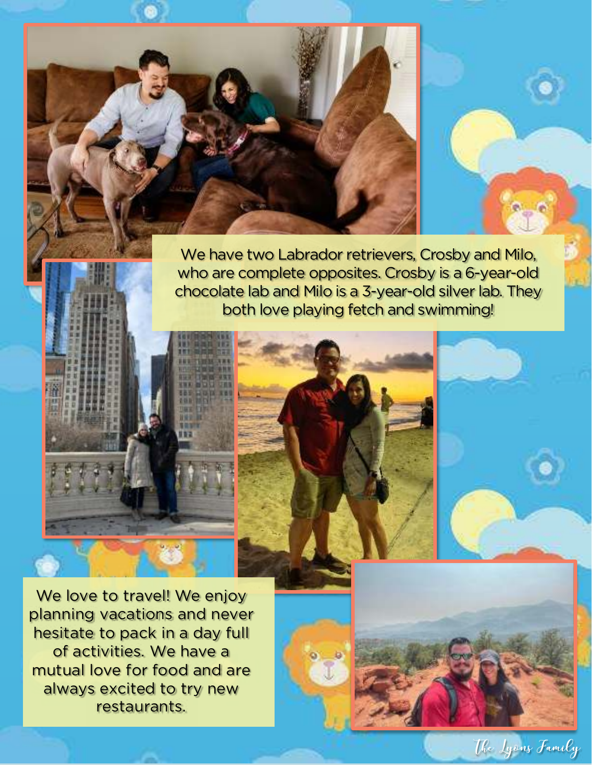We have two Labrador retrievers, Crosby and Milo, who are complete opposites. Crosby is a 6-year-old chocolate lab and Milo is a 3-year-old silver lab. They both love playing fetch and swimming!

We love to travel! We enjoy planning vacations and never hesitate to pack in a day full of activities. We have a mutual love for food and are always excited to try new restaurants.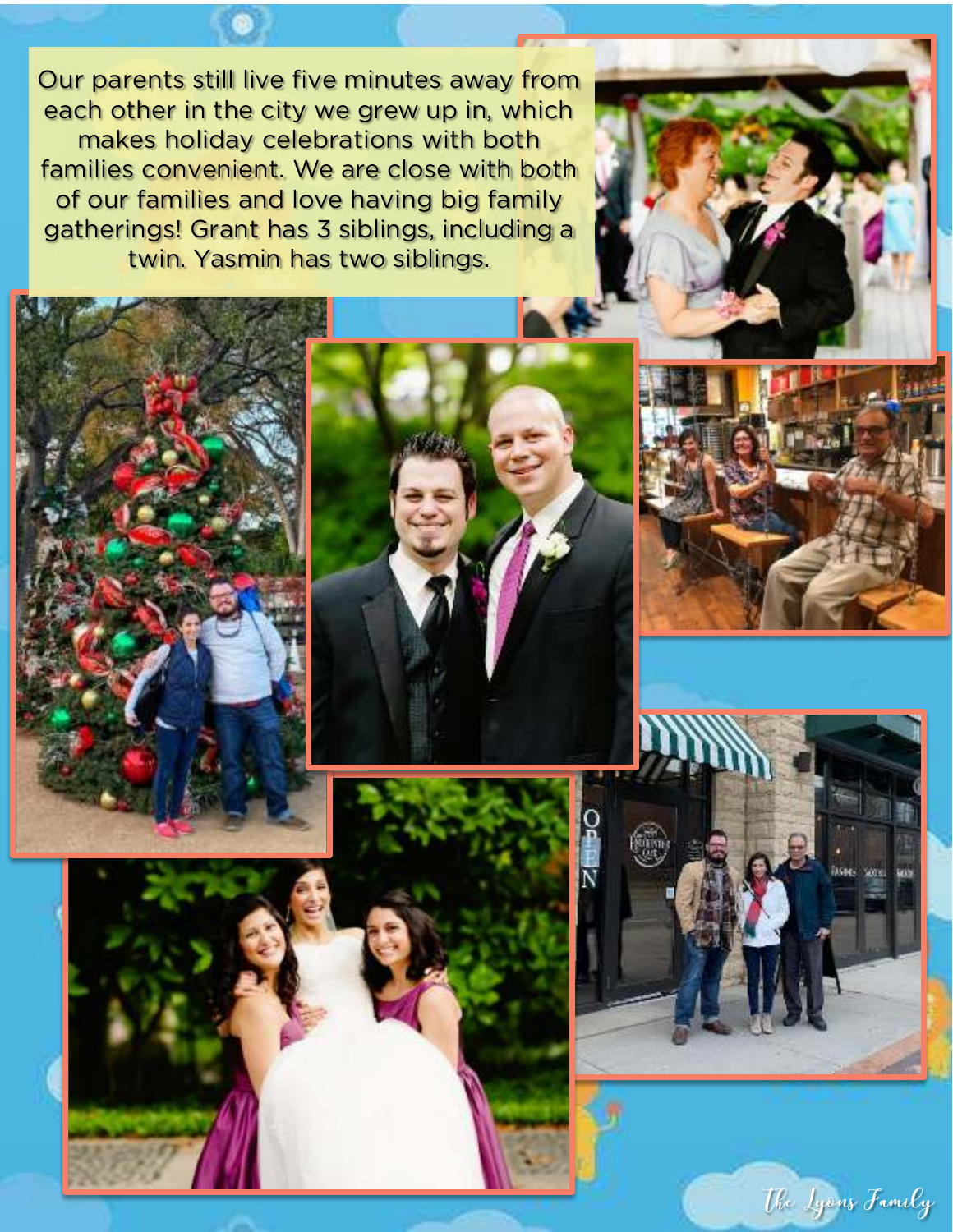Our parents still live five minutes away from each other in the city we grew up in, which makes holiday celebrations with both families convenient. We are close with both of our families and love having big family gatherings! Grant has 3 siblings, including a twin. Yasmin has two siblings.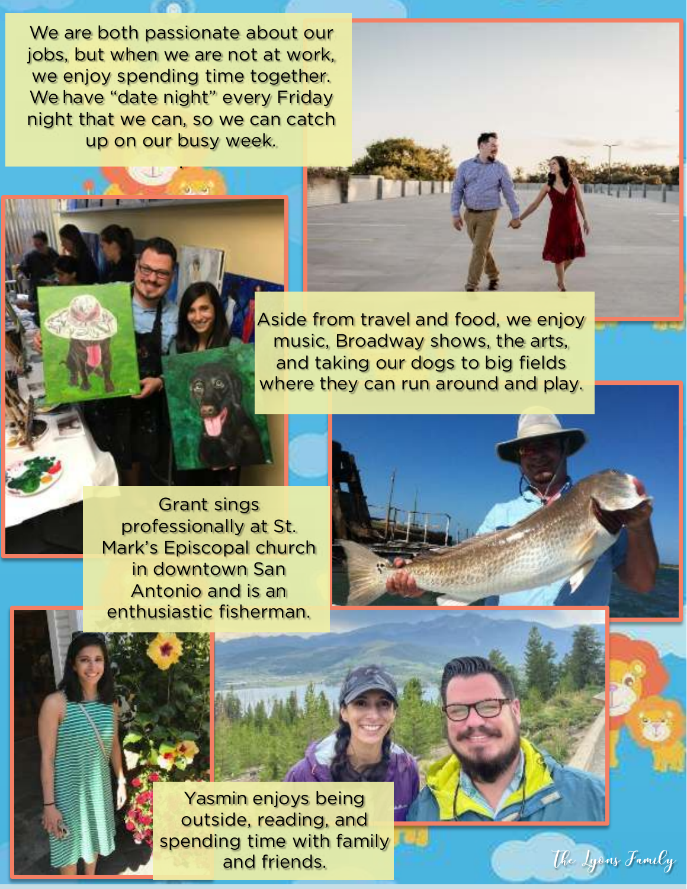We are both passionate about our jobs, but when we are not at work, we enjoy spending time together. We have "date night" every Friday night that we can, so we can catch up on our busy week.

Aside from travel and food, we enjoy music, Broadway shows, the arts, and taking our dogs to big fields where they can run around and play.

Grant sings professionally at St. Mark's Episcopal church in downtown San Antonio and is an enthusiastic fisherman.

Yasmin enjoys being outside, reading, and spending time with family and friends.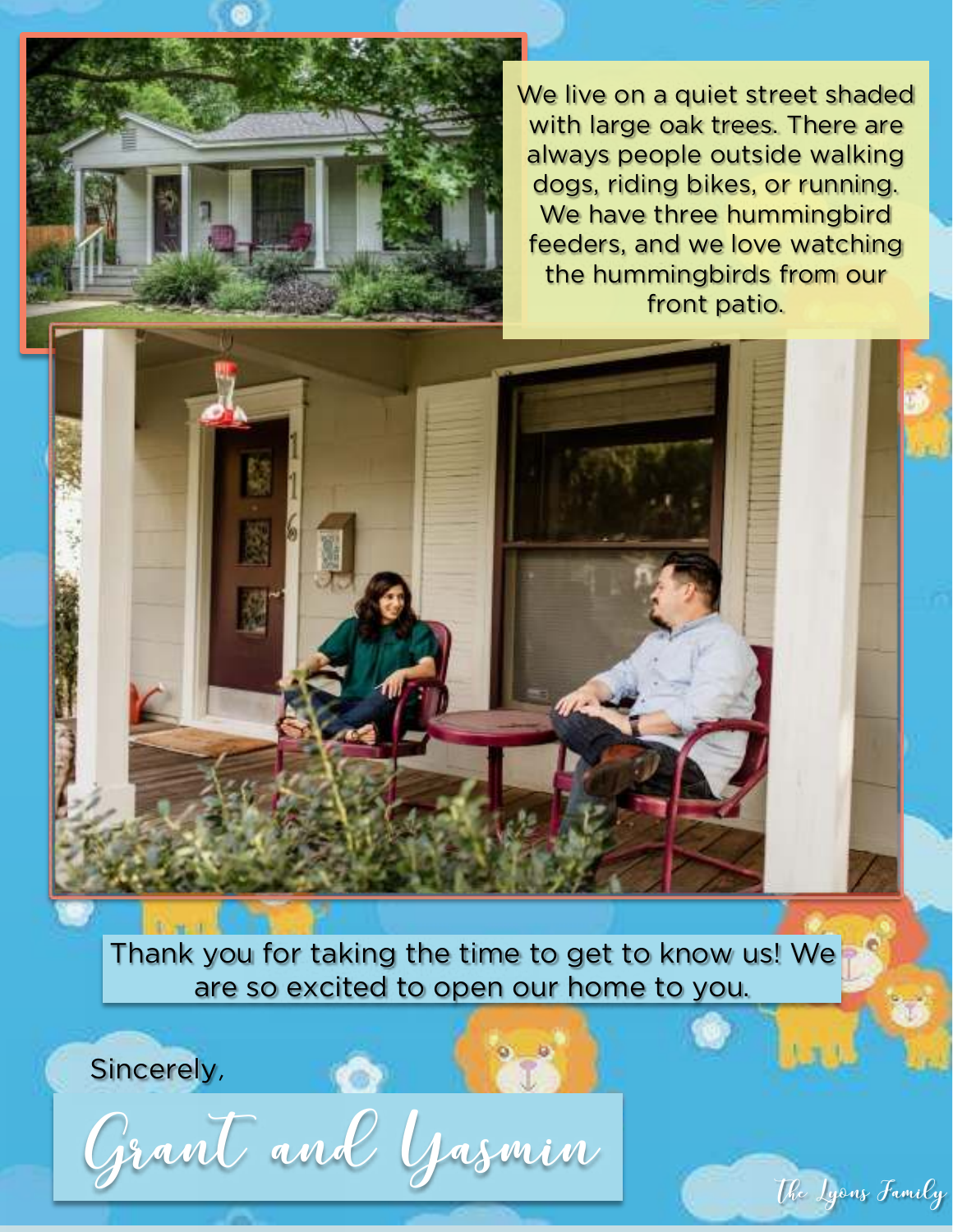We live on a quiet street shaded with large oak trees. There are always people outside walking dogs, riding bikes, or running. We have three hummingbird feeders, and we love watching the hummingbirds from our front patio.

Thank you for taking the time to get to know us! We are so excited to open our home to you.

Sincerely,

*Grant and Yasmin*